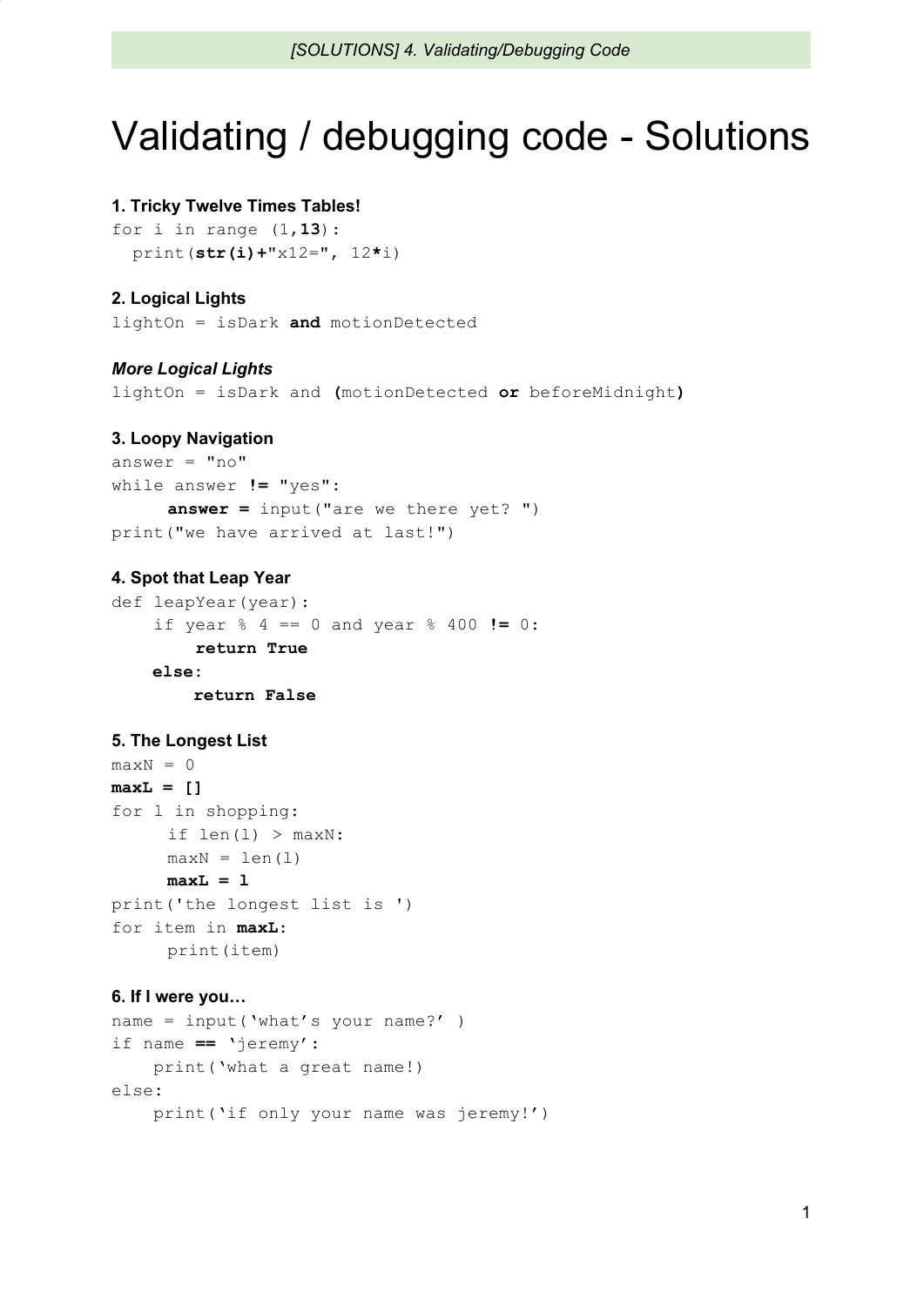# Validating / debugging code - Solutions

**1. Tricky Twelve Times Tables!**

```
for i in range (1,13):
  print(str(i)+"x12=", 12*i)
```

**2. Logical Lights**

```
lightOn = isDark and motionDetected
```

***More Logical Lights***

```
lightOn = isDark and (motionDetected or beforeMidnight)
```

**3. Loopy Navigation**

```
answer = "no"
while answer != "yes":
     answer = input("are we there yet? ")
print("we have arrived at last!")
```

**4. Spot that Leap Year**

```
def leapYear(year):
    if year % 4 == 0 and year % 400 != 0:
        return True
    else:
        return False
```

**5. The Longest List**

```
maxN = 0
maxL = []
for l in shopping:
     if len(l) > maxN:
     maxN = len(l)
     maxL = l
print('the longest list is ')
for item in maxL:
     print(item)
```

**6. If I were you…**

```
name = input('what's your name?' )
if name == 'jeremy':
    print('what a great name!)
else:
    print('if only your name was jeremy!')
```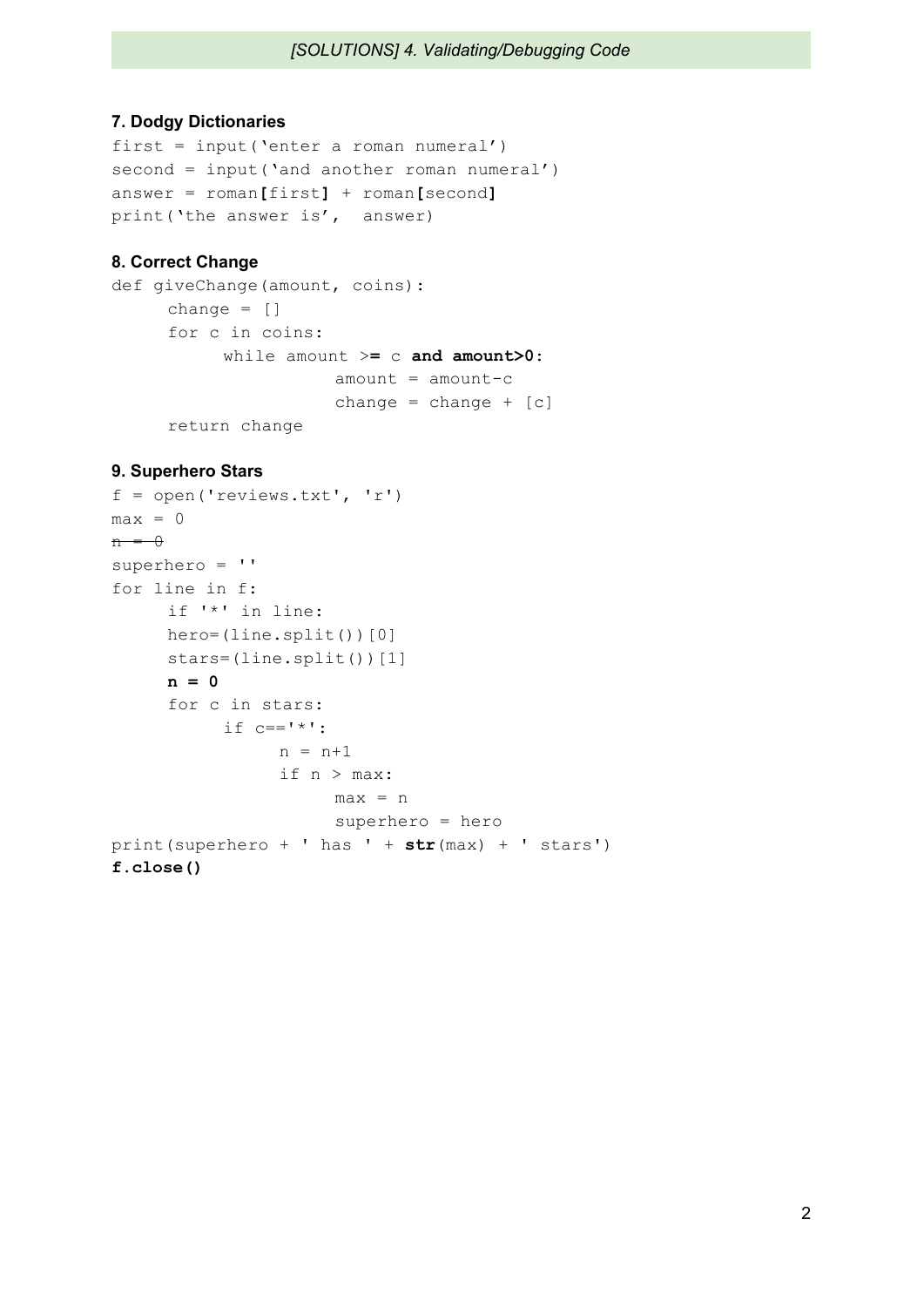*[SOLUTIONS] 4. Validating/Debugging Code*

### 7. Dodgy Dictionaries

```
first = input('enter a roman numeral')
second = input('and another roman numeral')
answer = roman[first] + roman[second]
print('the answer is',  answer)
```

### 8. Correct Change

```
def giveChange(amount, coins):
     change = []
     for c in coins:
          while amount >= c and amount>0:
                    amount = amount-c
                    change = change + [c]
     return change
```

### 9. Superhero Stars

```
f = open('reviews.txt', 'r')
max = 0
n = 0
superhero = ''
for line in f:
     if '*' in line:
     hero=(line.split())[0]
     stars=(line.split())[1]
     n = 0
     for c in stars:
          if c=='*':
               n = n+1
               if n > max:
                    max = n
                    superhero = hero
print(superhero + ' has ' + str(max) + ' stars')
f.close()
```